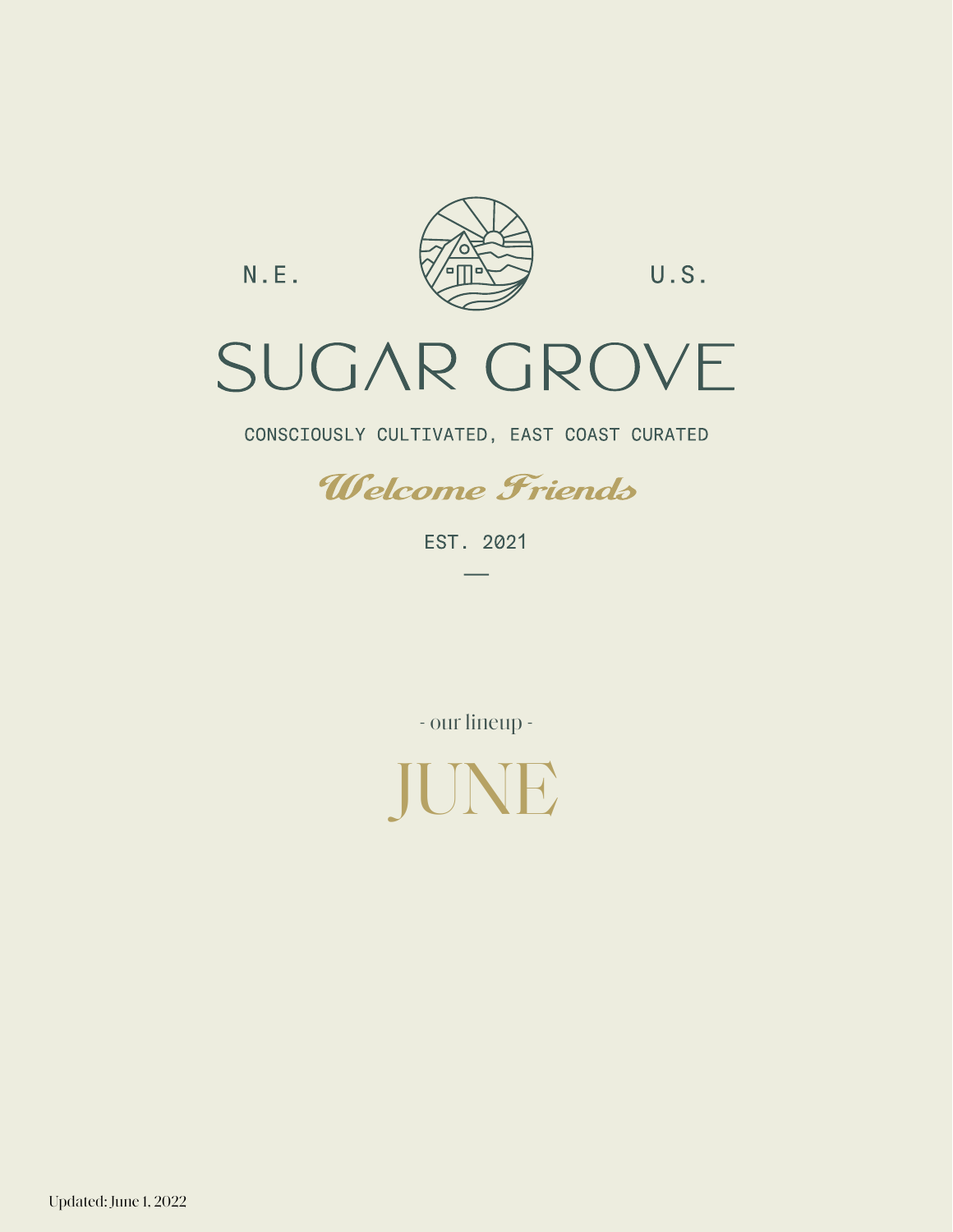N.E. U.S.

# SUGAR GROVE

CONSCIOUSLY CULTIVATED, EAST COAST CURATED

*Welcome Friends*

EST. 2021

—

- our lineup -

## JUNE

Updated: June 1, 2022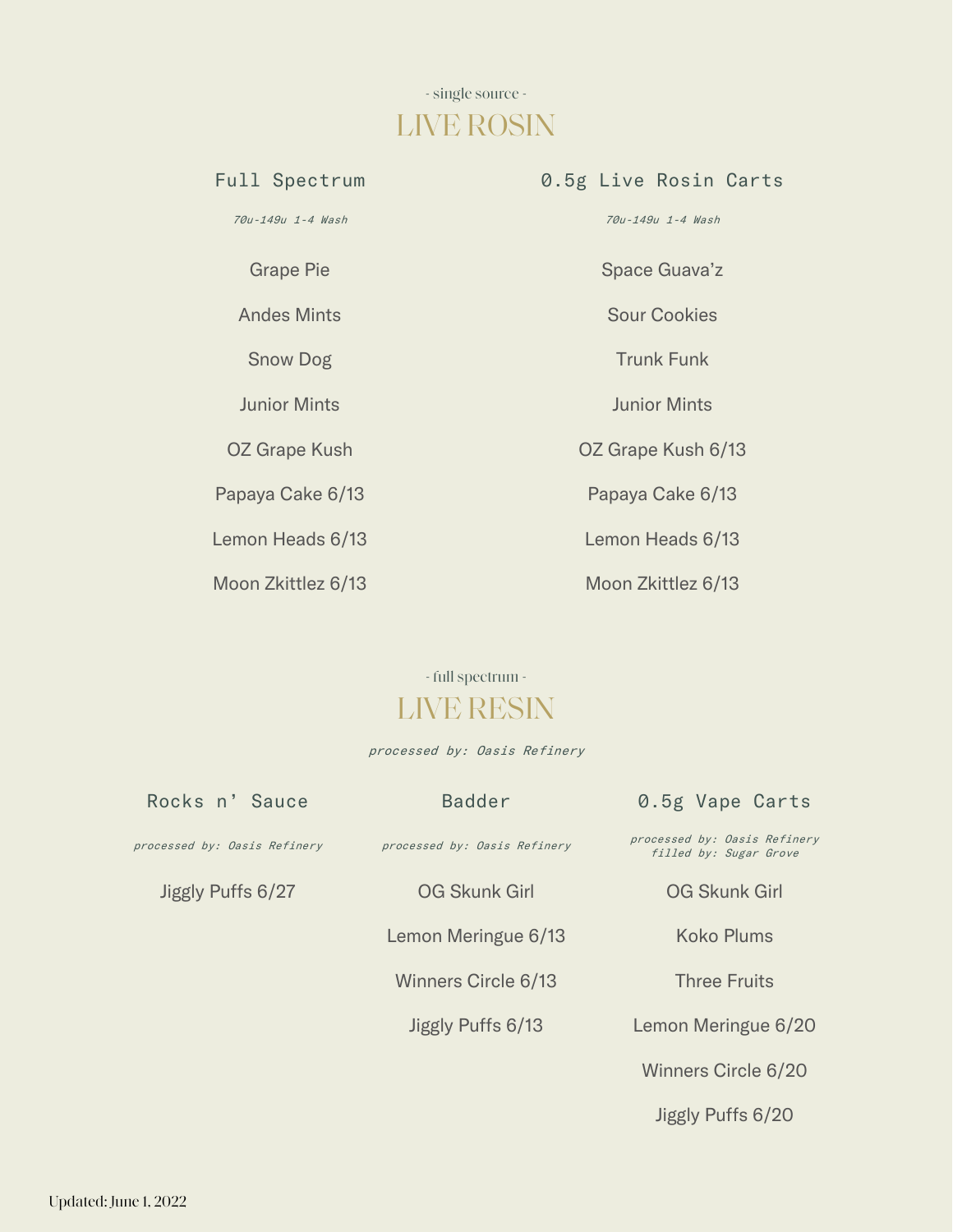- single source -

# LIVE ROSIN

## Full Spectrum

*70u-149u 1-4 Wash*

Grape Pie

Andes Mints

Snow Dog

Junior Mints

OZ Grape Kush

Papaya Cake 6/13

Lemon Heads 6/13

Moon Zkittlez 6/13

## 0.5g Live Rosin Carts

*70u-149u 1-4 Wash*

Space Guava'z

Sour Cookies

Trunk Funk

Junior Mints

OZ Grape Kush 6/13

Papaya Cake 6/13

Lemon Heads 6/13

Moon Zkittlez 6/13

- full spectrum -

# LIVE RESIN

*processed by: Oasis Refinery*

## Rocks n' Sauce

*processed by: Oasis Refinery*

Jiggly Puffs 6/27

## Badder

*processed by: Oasis Refinery*

OG Skunk Girl

Lemon Meringue 6/13

Winners Circle 6/13

Jiggly Puffs 6/13

## 0.5g Vape Carts

*processed by: Oasis Refinery*
*filled by: Sugar Grove*

OG Skunk Girl

Koko Plums

Three Fruits

Lemon Meringue 6/20

Winners Circle 6/20

Jiggly Puffs 6/20

Updated: June 1, 2022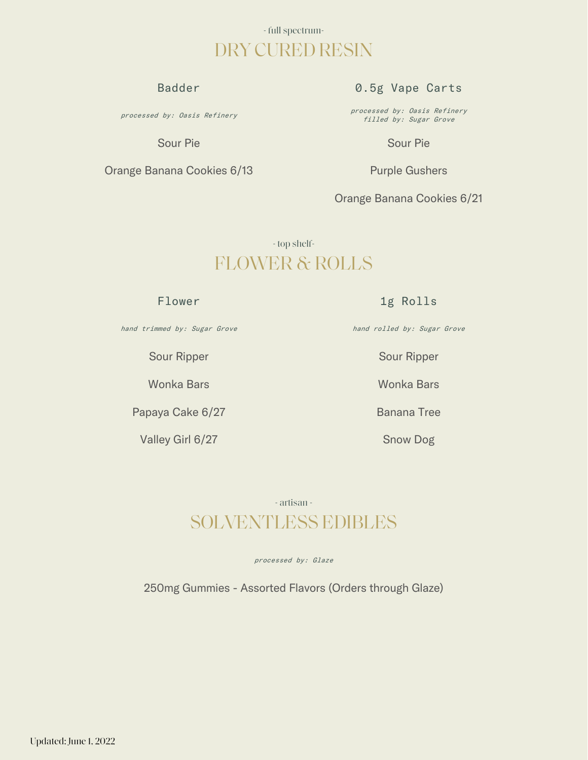- full spectrum-

# DRY CURED RESIN

### Badder

*processed by: Oasis Refinery*

Sour Pie

Orange Banana Cookies 6/13

### 0.5g Vape Carts

*processed by: Oasis Refinery*
*filled by: Sugar Grove*

Sour Pie

Purple Gushers

Orange Banana Cookies 6/21

- top shelf-

# FLOWER & ROLLS

### Flower

*hand trimmed by: Sugar Grove*

Sour Ripper

Wonka Bars

Papaya Cake 6/27

Valley Girl 6/27

### 1g Rolls

*hand rolled by: Sugar Grove*

Sour Ripper

Wonka Bars

Banana Tree

Snow Dog

- artisan -

# SOLVENTLESS EDIBLES

*processed by: Glaze*

250mg Gummies - Assorted Flavors (Orders through Glaze)

Updated: June 1, 2022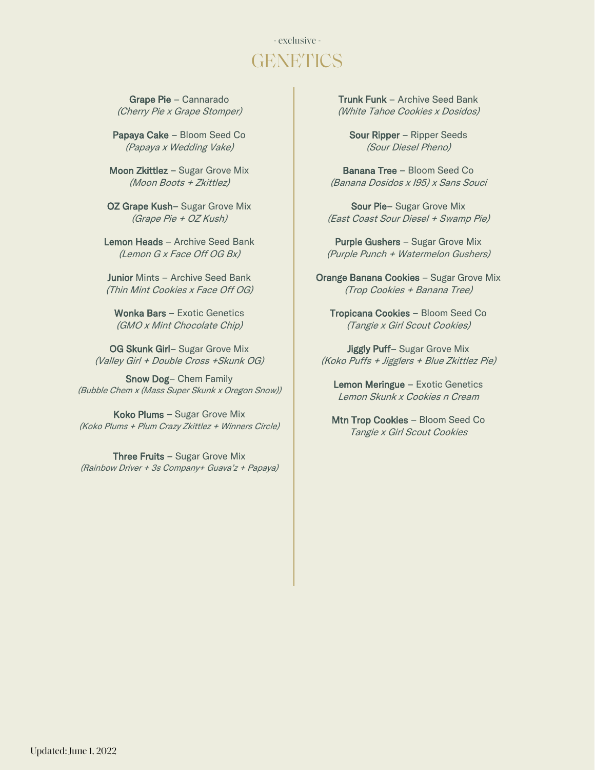- exclusive -

# GENETICS

**Grape Pie** – Cannarado
*(Cherry Pie x Grape Stomper)*

**Papaya Cake** – Bloom Seed Co
*(Papaya x Wedding Vake)*

**Moon Zkittlez** – Sugar Grove Mix
*(Moon Boots + Zkittlez)*

**OZ Grape Kush**– Sugar Grove Mix
*(Grape Pie + OZ Kush)*

**Lemon Heads** – Archive Seed Bank
*(Lemon G x Face Off OG Bx)*

**Junior** Mints – Archive Seed Bank
*(Thin Mint Cookies x Face Off OG)*

**Wonka Bars** – Exotic Genetics
*(GMO x Mint Chocolate Chip)*

**OG Skunk Girl**– Sugar Grove Mix
*(Valley Girl + Double Cross +Skunk OG)*

**Snow Dog**– Chem Family
*(Bubble Chem x (Mass Super Skunk x Oregon Snow))*

**Koko Plums** – Sugar Grove Mix
*(Koko Plums + Plum Crazy Zkittlez + Winners Circle)*

**Three Fruits** – Sugar Grove Mix
*(Rainbow Driver + 3s Company+ Guava'z + Papaya)*

**Trunk Funk** – Archive Seed Bank
*(White Tahoe Cookies x Dosidos)*

**Sour Ripper** – Ripper Seeds
*(Sour Diesel Pheno)*

**Banana Tree** – Bloom Seed Co
*(Banana Dosidos x I95) x Sans Souci*

**Sour Pie**– Sugar Grove Mix
*(East Coast Sour Diesel + Swamp Pie)*

**Purple Gushers** – Sugar Grove Mix
*(Purple Punch + Watermelon Gushers)*

**Orange Banana Cookies** – Sugar Grove Mix
*(Trop Cookies + Banana Tree)*

**Tropicana Cookies** – Bloom Seed Co
*(Tangie x Girl Scout Cookies)*

**Jiggly Puff**– Sugar Grove Mix
*(Koko Puffs + Jigglers + Blue Zkittlez Pie)*

**Lemon Meringue** – Exotic Genetics
*Lemon Skunk x Cookies n Cream*

**Mtn Trop Cookies** – Bloom Seed Co
*Tangie x Girl Scout Cookies*

Updated: June 1, 2022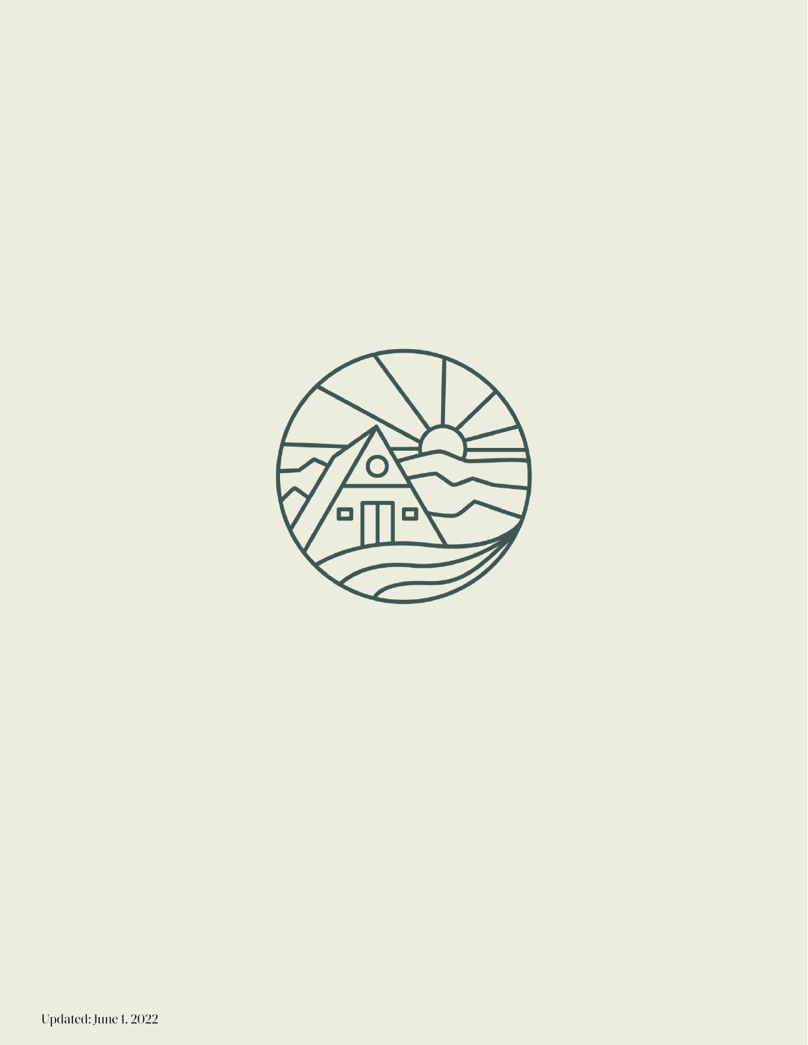Updated: June 1, 2022